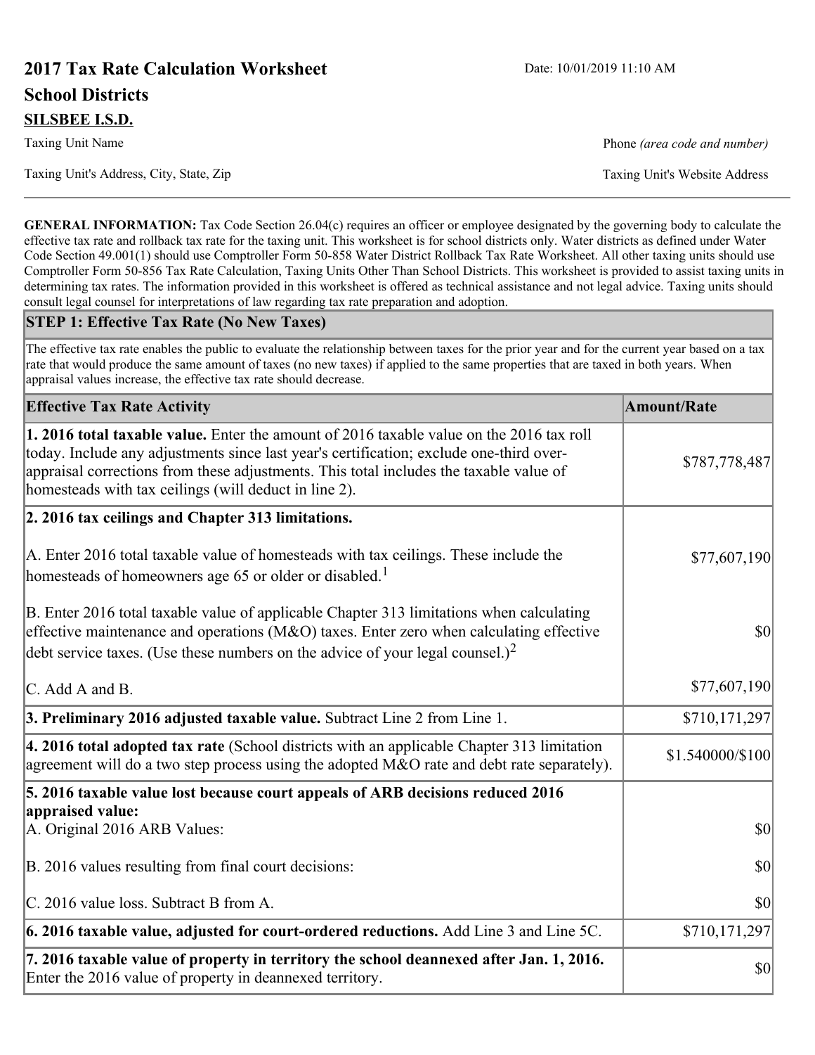# 2017 Tax Rate Calculation Worksheet

Date: 10/01/2019 11:10 AM

## School Districts

**SILSBEE I.S.D.**

Taxing Unit Name | Phone *(area code and number)*

Taxing Unit's Address, City, State, Zip | Taxing Unit's Website Address

**GENERAL INFORMATION:** Tax Code Section 26.04(c) requires an officer or employee designated by the governing body to calculate the effective tax rate and rollback tax rate for the taxing unit. This worksheet is for school districts only. Water districts as defined under Water Code Section 49.001(1) should use Comptroller Form 50-858 Water District Rollback Tax Rate Worksheet. All other taxing units should use Comptroller Form 50-856 Tax Rate Calculation, Taxing Units Other Than School Districts. This worksheet is provided to assist taxing units in determining tax rates. The information provided in this worksheet is offered as technical assistance and not legal advice. Taxing units should consult legal counsel for interpretations of law regarding tax rate preparation and adoption.

### STEP 1: Effective Tax Rate (No New Taxes)

The effective tax rate enables the public to evaluate the relationship between taxes for the prior year and for the current year based on a tax rate that would produce the same amount of taxes (no new taxes) if applied to the same properties that are taxed in both years. When appraisal values increase, the effective tax rate should decrease.

| Effective Tax Rate Activity | Amount/Rate |
|---|---|
| **1. 2016 total taxable value.** Enter the amount of 2016 taxable value on the 2016 tax roll today. Include any adjustments since last year's certification; exclude one-third over-appraisal corrections from these adjustments. This total includes the taxable value of homesteads with tax ceilings (will deduct in line 2). | $787,778,487 |
| **2. 2016 tax ceilings and Chapter 313 limitations.** | |
| A. Enter 2016 total taxable value of homesteads with tax ceilings. These include the homesteads of homeowners age 65 or older or disabled.[1] | $77,607,190 |
| B. Enter 2016 total taxable value of applicable Chapter 313 limitations when calculating effective maintenance and operations (M&O) taxes. Enter zero when calculating effective debt service taxes. (Use these numbers on the advice of your legal counsel.)[2] | $0 |
| C. Add A and B. | $77,607,190 |
| **3. Preliminary 2016 adjusted taxable value.** Subtract Line 2 from Line 1. | $710,171,297 |
| **4. 2016 total adopted tax rate** (School districts with an applicable Chapter 313 limitation agreement will do a two step process using the adopted M&O rate and debt rate separately). | $1.540000/$100 |
| **5. 2016 taxable value lost because court appeals of ARB decisions reduced 2016 appraised value:** | |
| A. Original 2016 ARB Values: | $0 |
| B. 2016 values resulting from final court decisions: | $0 |
| C. 2016 value loss. Subtract B from A. | $0 |
| **6. 2016 taxable value, adjusted for court-ordered reductions.** Add Line 3 and Line 5C. | $710,171,297 |
| **7. 2016 taxable value of property in territory the school deannexed after Jan. 1, 2016.** Enter the 2016 value of property in deannexed territory. | $0 |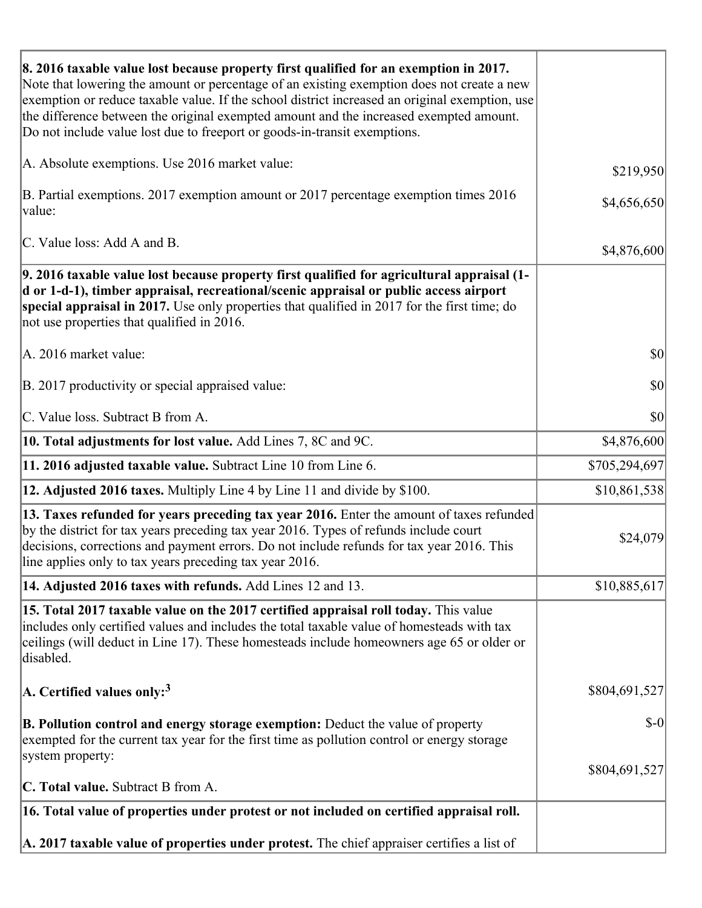| | |
|---|---|
| **8. 2016 taxable value lost because property first qualified for an exemption in 2017.** Note that lowering the amount or percentage of an existing exemption does not create a new exemption or reduce taxable value. If the school district increased an original exemption, use the difference between the original exempted amount and the increased exempted amount. Do not include value lost due to freeport or goods-in-transit exemptions. | |
| A. Absolute exemptions. Use 2016 market value: | $219,950 |
| B. Partial exemptions. 2017 exemption amount or 2017 percentage exemption times 2016 value: | $4,656,650 |
| C. Value loss: Add A and B. | $4,876,600 |
| **9. 2016 taxable value lost because property first qualified for agricultural appraisal (1-d or 1-d-1), timber appraisal, recreational/scenic appraisal or public access airport special appraisal in 2017.** Use only properties that qualified in 2017 for the first time; do not use properties that qualified in 2016. | |
| A. 2016 market value: | $0 |
| B. 2017 productivity or special appraised value: | $0 |
| C. Value loss. Subtract B from A. | $0 |
| **10. Total adjustments for lost value.** Add Lines 7, 8C and 9C. | $4,876,600 |
| **11. 2016 adjusted taxable value.** Subtract Line 10 from Line 6. | $705,294,697 |
| **12. Adjusted 2016 taxes.** Multiply Line 4 by Line 11 and divide by $100. | $10,861,538 |
| **13. Taxes refunded for years preceding tax year 2016.** Enter the amount of taxes refunded by the district for tax years preceding tax year 2016. Types of refunds include court decisions, corrections and payment errors. Do not include refunds for tax year 2016. This line applies only to tax years preceding tax year 2016. | $24,079 |
| **14. Adjusted 2016 taxes with refunds.** Add Lines 12 and 13. | $10,885,617 |
| **15. Total 2017 taxable value on the 2017 certified appraisal roll today.** This value includes only certified values and includes the total taxable value of homesteads with tax ceilings (will deduct in Line 17). These homesteads include homeowners age 65 or older or disabled. | |
| **A. Certified values only:**[3] | $804,691,527 |
| **B. Pollution control and energy storage exemption:** Deduct the value of property exempted for the current tax year for the first time as pollution control or energy storage system property: | $-0 |
| **C. Total value.** Subtract B from A. | $804,691,527 |
| **16. Total value of properties under protest or not included on certified appraisal roll.** | |
| **A. 2017 taxable value of properties under protest.** The chief appraiser certifies a list of | |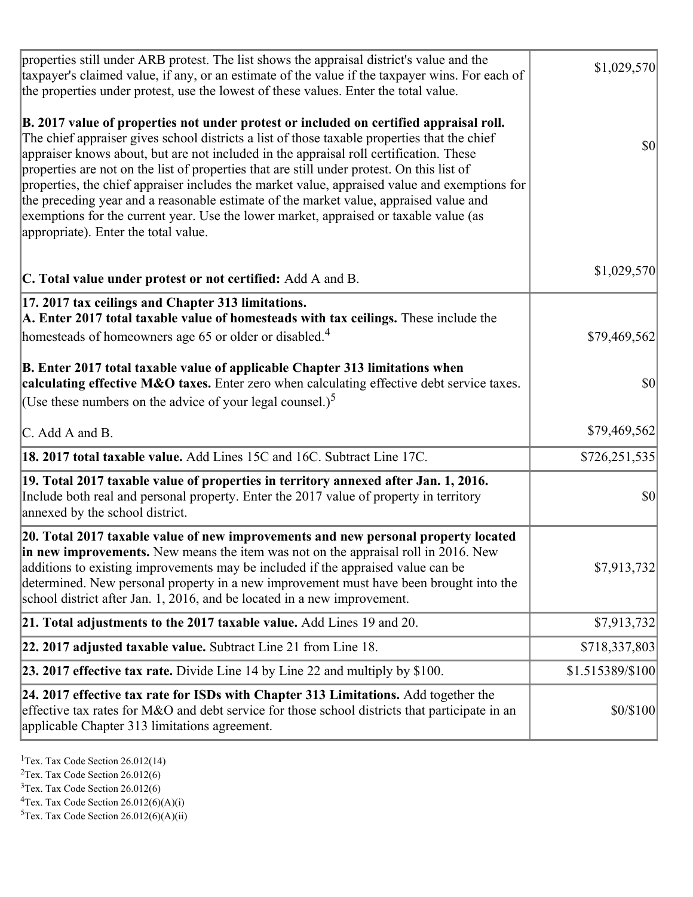| | |
|---|---|
| properties still under ARB protest. The list shows the appraisal district's value and the taxpayer's claimed value, if any, or an estimate of the value if the taxpayer wins. For each of the properties under protest, use the lowest of these values. Enter the total value.<br><br>**B. 2017 value of properties not under protest or included on certified appraisal roll.** The chief appraiser gives school districts a list of those taxable properties that the chief appraiser knows about, but are not included in the appraisal roll certification. These properties are not on the list of properties that are still under protest. On this list of properties, the chief appraiser includes the market value, appraised value and exemptions for the preceding year and a reasonable estimate of the market value, appraised value and exemptions for the current year. Use the lower market, appraised or taxable value (as appropriate). Enter the total value.<br><br>**C. Total value under protest or not certified:** Add A and B. | \$1,029,570<br><br>\$0<br><br>\$1,029,570 |
| **17. 2017 tax ceilings and Chapter 313 limitations.**<br>**A. Enter 2017 total taxable value of homesteads with tax ceilings.** These include the homesteads of homeowners age 65 or older or disabled.[4]<br><br>**B. Enter 2017 total taxable value of applicable Chapter 313 limitations when calculating effective M&O taxes.** Enter zero when calculating effective debt service taxes. (Use these numbers on the advice of your legal counsel.)[5]<br><br>C. Add A and B. | \$79,469,562<br><br>\$0<br><br>\$79,469,562 |
| **18. 2017 total taxable value.** Add Lines 15C and 16C. Subtract Line 17C. | \$726,251,535 |
| **19. Total 2017 taxable value of properties in territory annexed after Jan. 1, 2016.** Include both real and personal property. Enter the 2017 value of property in territory annexed by the school district. | \$0 |
| **20. Total 2017 taxable value of new improvements and new personal property located in new improvements.** New means the item was not on the appraisal roll in 2016. New additions to existing improvements may be included if the appraised value can be determined. New personal property in a new improvement must have been brought into the school district after Jan. 1, 2016, and be located in a new improvement. | \$7,913,732 |
| **21. Total adjustments to the 2017 taxable value.** Add Lines 19 and 20. | \$7,913,732 |
| **22. 2017 adjusted taxable value.** Subtract Line 21 from Line 18. | \$718,337,803 |
| **23. 2017 effective tax rate.** Divide Line 14 by Line 22 and multiply by \$100. | \$1.515389/\$100 |
| **24. 2017 effective tax rate for ISDs with Chapter 313 Limitations.** Add together the effective tax rates for M&O and debt service for those school districts that participate in an applicable Chapter 313 limitations agreement. | \$0/\$100 |

[1]Tex. Tax Code Section 26.012(14)
[2]Tex. Tax Code Section 26.012(6)
[3]Tex. Tax Code Section 26.012(6)
[4]Tex. Tax Code Section 26.012(6)(A)(i)
[5]Tex. Tax Code Section 26.012(6)(A)(ii)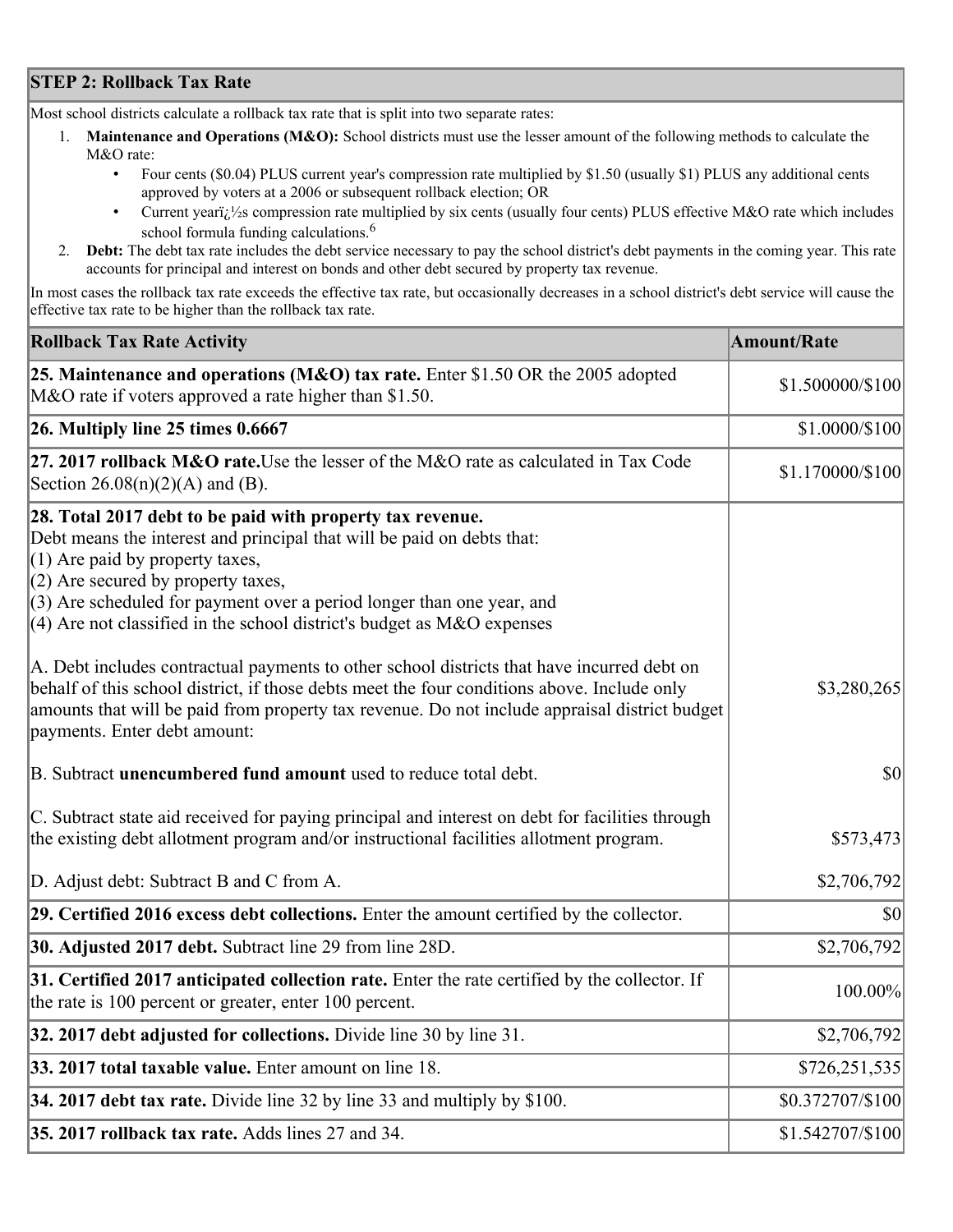## STEP 2: Rollback Tax Rate

Most school districts calculate a rollback tax rate that is split into two separate rates:

1. **Maintenance and Operations (M&O):** School districts must use the lesser amount of the following methods to calculate the M&O rate:
   - Four cents ($0.04) PLUS current year's compression rate multiplied by $1.50 (usually $1) PLUS any additional cents approved by voters at a 2006 or subsequent rollback election; OR
   - Current yearï¿½s compression rate multiplied by six cents (usually four cents) PLUS effective M&O rate which includes school formula funding calculations.[6]
2. **Debt:** The debt tax rate includes the debt service necessary to pay the school district's debt payments in the coming year. This rate accounts for principal and interest on bonds and other debt secured by property tax revenue.

In most cases the rollback tax rate exceeds the effective tax rate, but occasionally decreases in a school district's debt service will cause the effective tax rate to be higher than the rollback tax rate.

| Rollback Tax Rate Activity | Amount/Rate |
|---|---|
| **25. Maintenance and operations (M&O) tax rate.** Enter $1.50 OR the 2005 adopted M&O rate if voters approved a rate higher than $1.50. | $1.500000/$100 |
| **26. Multiply line 25 times 0.6667** | $1.0000/$100 |
| **27. 2017 rollback M&O rate.** Use the lesser of the M&O rate as calculated in Tax Code Section 26.08(n)(2)(A) and (B). | $1.170000/$100 |
| **28. Total 2017 debt to be paid with property tax revenue.** Debt means the interest and principal that will be paid on debts that: (1) Are paid by property taxes, (2) Are secured by property taxes, (3) Are scheduled for payment over a period longer than one year, and (4) Are not classified in the school district's budget as M&O expenses | |
| A. Debt includes contractual payments to other school districts that have incurred debt on behalf of this school district, if those debts meet the four conditions above. Include only amounts that will be paid from property tax revenue. Do not include appraisal district budget payments. Enter debt amount: | $3,280,265 |
| B. Subtract **unencumbered fund amount** used to reduce total debt. | $0 |
| C. Subtract state aid received for paying principal and interest on debt for facilities through the existing debt allotment program and/or instructional facilities allotment program. | $573,473 |
| D. Adjust debt: Subtract B and C from A. | $2,706,792 |
| **29. Certified 2016 excess debt collections.** Enter the amount certified by the collector. | $0 |
| **30. Adjusted 2017 debt.** Subtract line 29 from line 28D. | $2,706,792 |
| **31. Certified 2017 anticipated collection rate.** Enter the rate certified by the collector. If the rate is 100 percent or greater, enter 100 percent. | 100.00% |
| **32. 2017 debt adjusted for collections.** Divide line 30 by line 31. | $2,706,792 |
| **33. 2017 total taxable value.** Enter amount on line 18. | $726,251,535 |
| **34. 2017 debt tax rate.** Divide line 32 by line 33 and multiply by $100. | $0.372707/$100 |
| **35. 2017 rollback tax rate.** Adds lines 27 and 34. | $1.542707/$100 |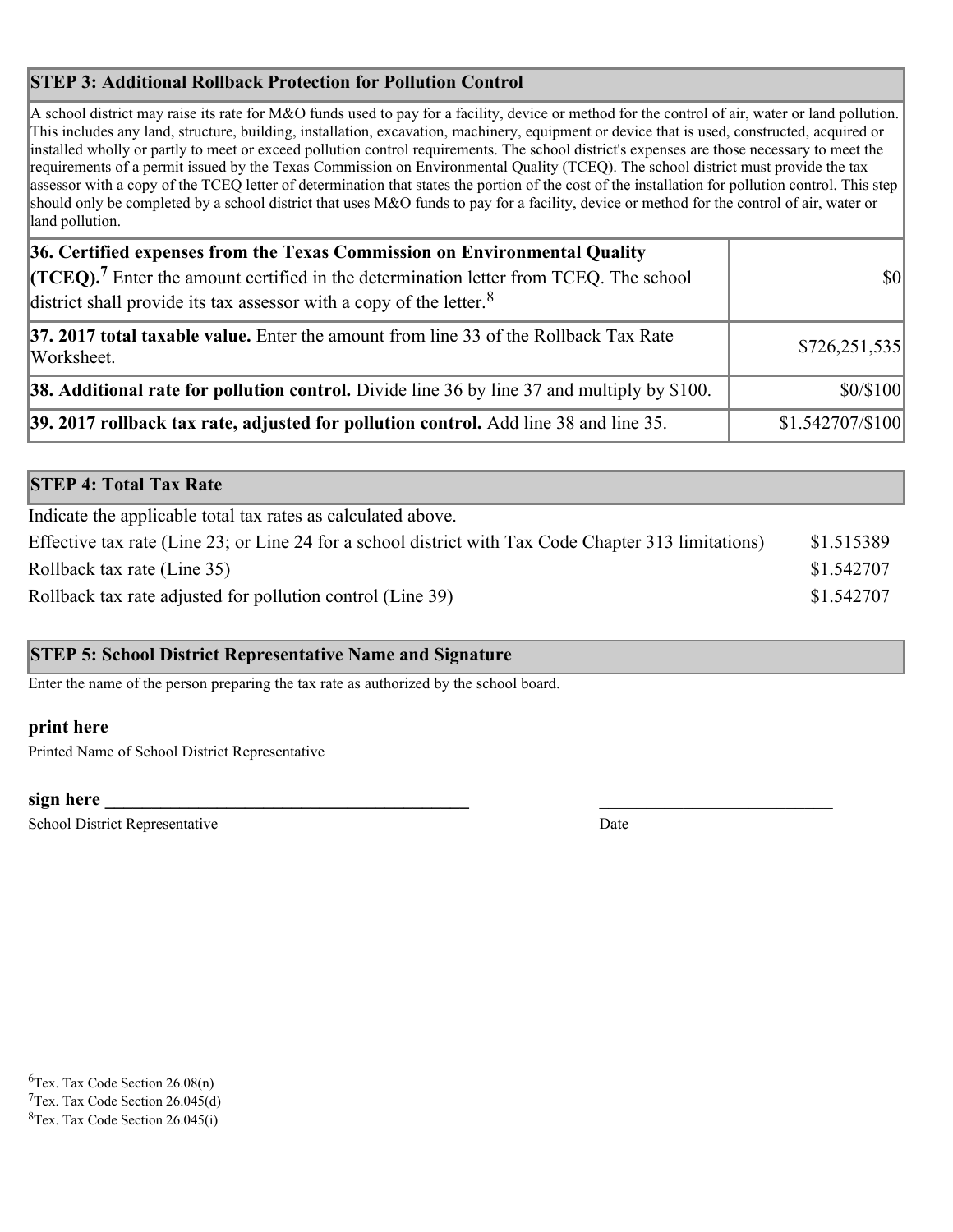## STEP 3: Additional Rollback Protection for Pollution Control

A school district may raise its rate for M&O funds used to pay for a facility, device or method for the control of air, water or land pollution. This includes any land, structure, building, installation, excavation, machinery, equipment or device that is used, constructed, acquired or installed wholly or partly to meet or exceed pollution control requirements. The school district's expenses are those necessary to meet the requirements of a permit issued by the Texas Commission on Environmental Quality (TCEQ). The school district must provide the tax assessor with a copy of the TCEQ letter of determination that states the portion of the cost of the installation for pollution control. This step should only be completed by a school district that uses M&O funds to pay for a facility, device or method for the control of air, water or land pollution.

| | |
|---|---|
| **36. Certified expenses from the Texas Commission on Environmental Quality (TCEQ).**[7] Enter the amount certified in the determination letter from TCEQ. The school district shall provide its tax assessor with a copy of the letter.[8] | $0 |
| **37. 2017 total taxable value.** Enter the amount from line 33 of the Rollback Tax Rate Worksheet. | $726,251,535 |
| **38. Additional rate for pollution control.** Divide line 36 by line 37 and multiply by $100. | $0/$100 |
| **39. 2017 rollback tax rate, adjusted for pollution control.** Add line 38 and line 35. | $1.542707/$100 |

## STEP 4: Total Tax Rate

Indicate the applicable total tax rates as calculated above.

| | |
|---|---|
| Effective tax rate (Line 23; or Line 24 for a school district with Tax Code Chapter 313 limitations) | $1.515389 |
| Rollback tax rate (Line 35) | $1.542707 |
| Rollback tax rate adjusted for pollution control (Line 39) | $1.542707 |

## STEP 5: School District Representative Name and Signature

Enter the name of the person preparing the tax rate as authorized by the school board.

**print here**

Printed Name of School District Representative

**sign here** ________________________________________ ____________________________

School District Representative Date

[6]Tex. Tax Code Section 26.08(n)

[7]Tex. Tax Code Section 26.045(d)

[8]Tex. Tax Code Section 26.045(i)